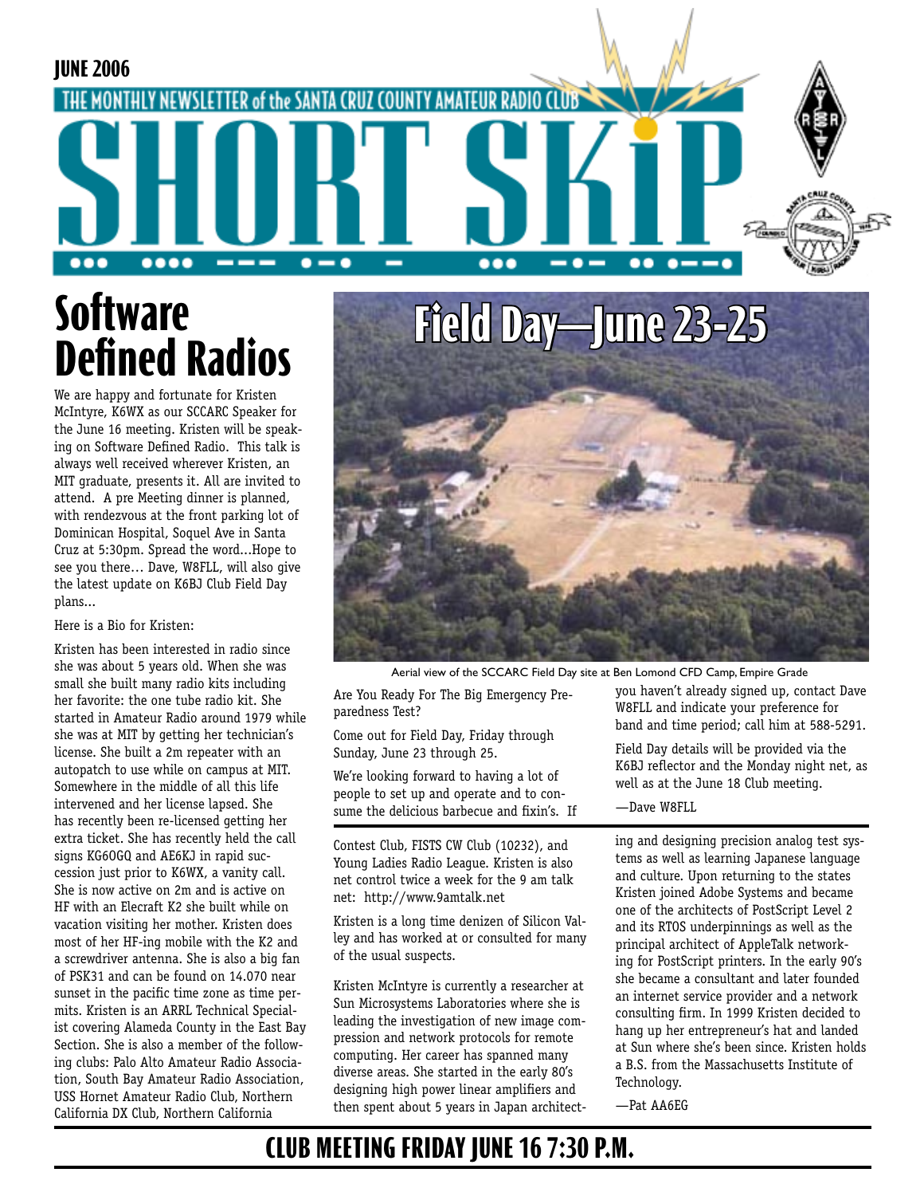JUNE 2006

THE MONTHLY NEWSLETTER of the SANTA CRUZ COUNTY AMATEUR RADIO CLUB

# SHORT SKiP

## Software Defined Radios

We are happy and fortunate for Kristen McIntyre, K6WX as our SCCARC Speaker for the June 16 meeting. Kristen will be speaking on Software Defined Radio. This talk is always well received wherever Kristen, an MIT graduate, presents it. All are invited to attend. A pre Meeting dinner is planned, with rendezvous at the front parking lot of Dominican Hospital, Soquel Ave in Santa Cruz at 5:30pm. Spread the word...Hope to see you there... Dave, W8FLL, will also give the latest update on K6BJ Club Field Day plans...

Here is a Bio for Kristen:

Kristen has been interested in radio since she was about 5 years old. When she was small she built many radio kits including her favorite: the one tube radio kit. She started in Amateur Radio around 1979 while she was at MIT by getting her technician's license. She built a 2m repeater with an autopatch to use while on campus at MIT. Somewhere in the middle of all this life intervened and her license lapsed. She has recently been re-licensed getting her extra ticket. She has recently held the call signs KG6OGQ and AE6KJ in rapid succession just prior to K6WX, a vanity call. She is now active on 2m and is active on HF with an Elecraft K2 she built while on vacation visiting her mother. Kristen does most of her HF-ing mobile with the K2 and a screwdriver antenna. She is also a big fan of PSK31 and can be found on 14.070 near sunset in the pacific time zone as time permits. Kristen is an ARRL Technical Specialist covering Alameda County in the East Bay Section. She is also a member of the following clubs: Palo Alto Amateur Radio Association, South Bay Amateur Radio Association, USS Hornet Amateur Radio Club, Northern California DX Club, Northern California Contest Club, FISTS CW Club (10232), and Young Ladies Radio League. Kristen is also net control twice a week for the 9 am talk net: http://www.9amtalk.net

Kristen is a long time denizen of Silicon Valley and has worked at or consulted for many of the usual suspects.

Kristen McIntyre is currently a researcher at Sun Microsystems Laboratories where she is leading the investigation of new image compression and network protocols for remote computing. Her career has spanned many diverse areas. She started in the early 80's designing high power linear amplifiers and then spent about 5 years in Japan architecting and designing precision analog test systems as well as learning Japanese language and culture. Upon returning to the states Kristen joined Adobe Systems and became one of the architects of PostScript Level 2 and its RTOS underpinnings as well as the principal architect of AppleTalk networking for PostScript printers. In the early 90's she became a consultant and later founded an internet service provider and a network consulting firm. In 1999 Kristen decided to hang up her entrepreneur's hat and landed at Sun where she's been since. Kristen holds a B.S. from the Massachusetts Institute of Technology.

—Pat AA6EG

## Field Day—June 23-25

Aerial view of the SCCARC Field Day site at Ben Lomond CFD Camp, Empire Grade

Are You Ready For The Big Emergency Preparedness Test?

Come out for Field Day, Friday through Sunday, June 23 through 25.

We're looking forward to having a lot of people to set up and operate and to consume the delicious barbecue and fixin's. If you haven't already signed up, contact Dave W8FLL and indicate your preference for band and time period; call him at 588-5291.

Field Day details will be provided via the K6BJ reflector and the Monday night net, as well as at the June 18 Club meeting.

—Dave W8FLL

**CLUB MEETING FRIDAY JUNE 16 7:30 P.M.**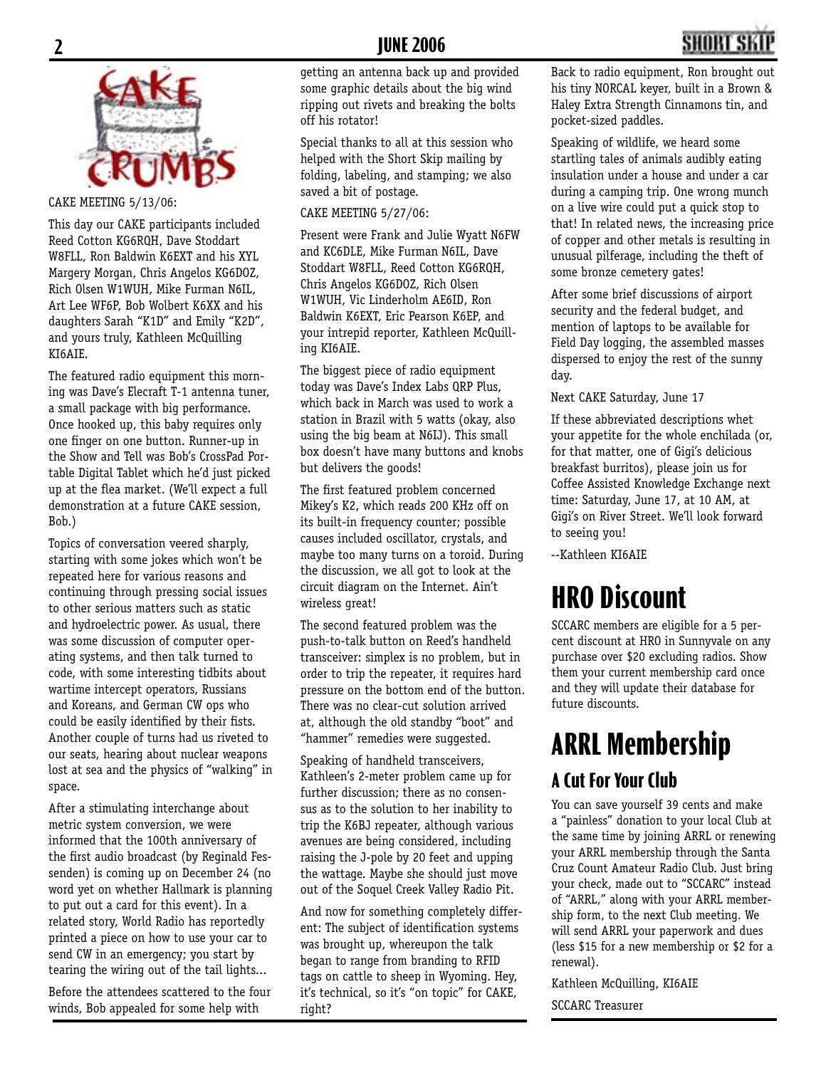# CAKE CRUMBS

CAKE MEETING 5/13/06:

This day our CAKE participants included Reed Cotton KG6RQH, Dave Stoddart W8FLL, Ron Baldwin K6EXT and his XYL Margery Morgan, Chris Angelos KG6DOZ, Rich Olsen W1WUH, Mike Furman N6IL, Art Lee WF6P, Bob Wolbert K6XX and his daughters Sarah "K1D" and Emily "K2D", and yours truly, Kathleen McQuilling KI6AIE.

The featured radio equipment this morning was Dave's Elecraft T-1 antenna tuner, a small package with big performance. Once hooked up, this baby requires only one finger on one button. Runner-up in the Show and Tell was Bob's CrossPad Portable Digital Tablet which he'd just picked up at the flea market. (We'll expect a full demonstration at a future CAKE session, Bob.)

Topics of conversation veered sharply, starting with some jokes which won't be repeated here for various reasons and continuing through pressing social issues to other serious matters such as static and hydroelectric power. As usual, there was some discussion of computer operating systems, and then talk turned to code, with some interesting tidbits about wartime intercept operators, Russians and Koreans, and German CW ops who could be easily identified by their fists. Another couple of turns had us riveted to our seats, hearing about nuclear weapons lost at sea and the physics of "walking" in space.

After a stimulating interchange about metric system conversion, we were informed that the 100th anniversary of the first audio broadcast (by Reginald Fessenden) is coming up on December 24 (no word yet on whether Hallmark is planning to put out a card for this event). In a related story, World Radio has reportedly printed a piece on how to use your car to send CW in an emergency; you start by tearing the wiring out of the tail lights...

Before the attendees scattered to the four winds, Bob appealed for some help with getting an antenna back up and provided some graphic details about the big wind ripping out rivets and breaking the bolts off his rotator!

Special thanks to all at this session who helped with the Short Skip mailing by folding, labeling, and stamping; we also saved a bit of postage.

CAKE MEETING 5/27/06:

Present were Frank and Julie Wyatt N6FW and KC6DLE, Mike Furman N6IL, Dave Stoddart W8FLL, Reed Cotton KG6RQH, Chris Angelos KG6DOZ, Rich Olsen W1WUH, Vic Linderholm AE6ID, Ron Baldwin K6EXT, Eric Pearson K6EP, and your intrepid reporter, Kathleen McQuilling KI6AIE.

The biggest piece of radio equipment today was Dave's Index Labs QRP Plus, which back in March was used to work a station in Brazil with 5 watts (okay, also using the big beam at N6IJ). This small box doesn't have many buttons and knobs but delivers the goods!

The first featured problem concerned Mikey's K2, which reads 200 KHz off on its built-in frequency counter; possible causes included oscillator, crystals, and maybe too many turns on a toroid. During the discussion, we all got to look at the circuit diagram on the Internet. Ain't wireless great!

The second featured problem was the push-to-talk button on Reed's handheld transceiver: simplex is no problem, but in order to trip the repeater, it requires hard pressure on the bottom end of the button. There was no clear-cut solution arrived at, although the old standby "boot" and "hammer" remedies were suggested.

Speaking of handheld transceivers, Kathleen's 2-meter problem came up for further discussion; there as no consensus as to the solution to her inability to trip the K6BJ repeater, although various avenues are being considered, including raising the J-pole by 20 feet and upping the wattage. Maybe she should just move out of the Soquel Creek Valley Radio Pit.

And now for something completely different: The subject of identification systems was brought up, whereupon the talk began to range from branding to RFID tags on cattle to sheep in Wyoming. Hey, it's technical, so it's "on topic" for CAKE, right?

Back to radio equipment, Ron brought out his tiny NORCAL keyer, built in a Brown & Haley Extra Strength Cinnamons tin, and pocket-sized paddles.

Speaking of wildlife, we heard some startling tales of animals audibly eating insulation under a house and under a car during a camping trip. One wrong munch on a live wire could put a quick stop to that! In related news, the increasing price of copper and other metals is resulting in unusual pilferage, including the theft of some bronze cemetery gates!

After some brief discussions of airport security and the federal budget, and mention of laptops to be available for Field Day logging, the assembled masses dispersed to enjoy the rest of the sunny day.

Next CAKE Saturday, June 17

If these abbreviated descriptions whet your appetite for the whole enchilada (or, for that matter, one of Gigi's delicious breakfast burritos), please join us for Coffee Assisted Knowledge Exchange next time: Saturday, June 17, at 10 AM, at Gigi's on River Street. We'll look forward to seeing you!

--Kathleen KI6AIE

# HRO Discount

SCCARC members are eligible for a 5 percent discount at HRO in Sunnyvale on any purchase over $20 excluding radios. Show them your current membership card once and they will update their database for future discounts.

# ARRL Membership

## A Cut For Your Club

You can save yourself 39 cents and make a "painless" donation to your local Club at the same time by joining ARRL or renewing your ARRL membership through the Santa Cruz Count Amateur Radio Club. Just bring your check, made out to "SCCARC" instead of "ARRL," along with your ARRL membership form, to the next Club meeting. We will send ARRL your paperwork and dues (less $15 for a new membership or $2 for a renewal).

Kathleen McQuilling, KI6AIE

SCCARC Treasurer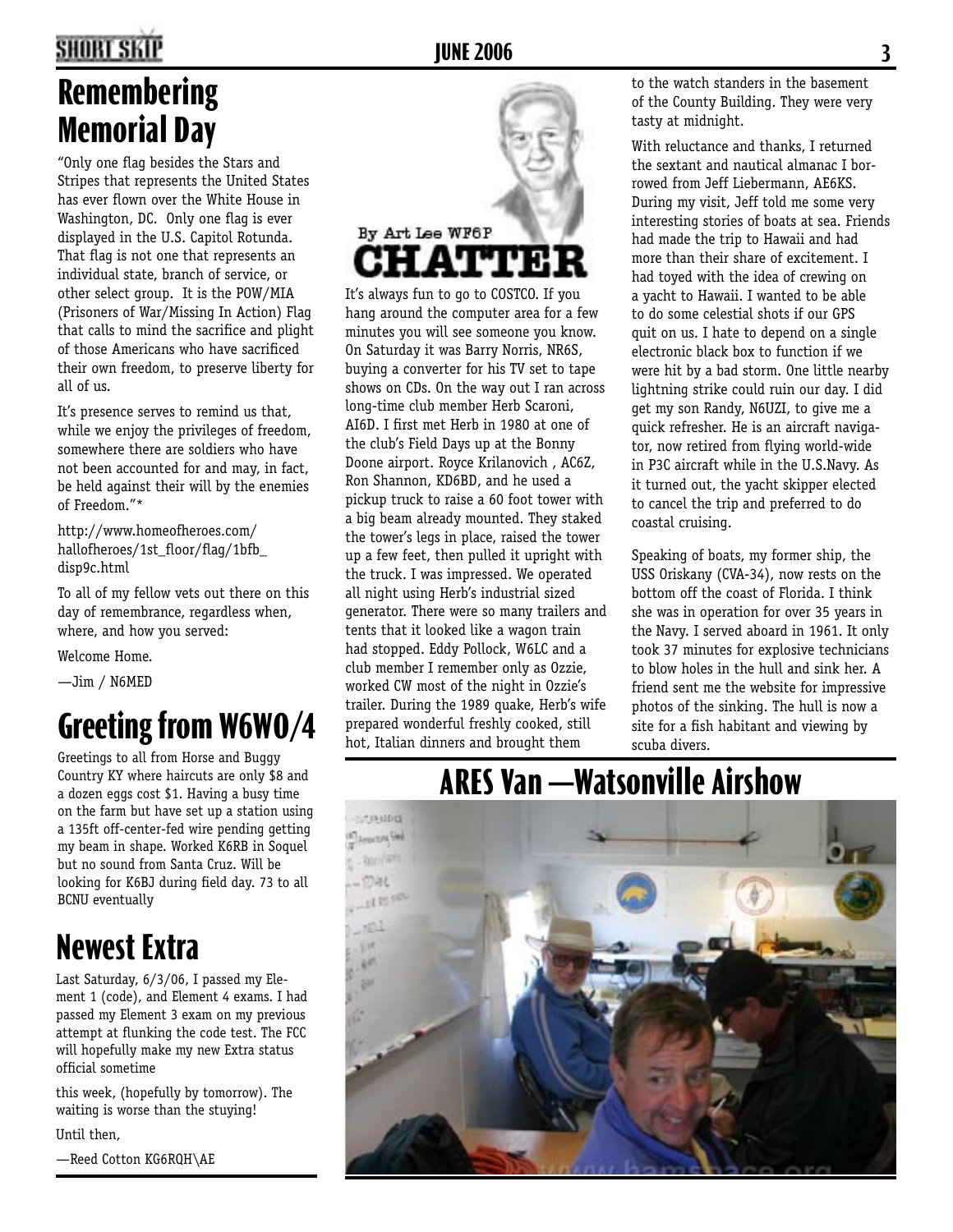# Remembering Memorial Day

"Only one flag besides the Stars and Stripes that represents the United States has ever flown over the White House in Washington, DC. Only one flag is ever displayed in the U.S. Capitol Rotunda. That flag is not one that represents an individual state, branch of service, or other select group. It is the POW/MIA (Prisoners of War/Missing In Action) Flag that calls to mind the sacrifice and plight of those Americans who have sacrificed their own freedom, to preserve liberty for all of us.

It's presence serves to remind us that, while we enjoy the privileges of freedom, somewhere there are soldiers who have not been accounted for and may, in fact, be held against their will by the enemies of Freedom."*

http://www.homeofheroes.com/hallofheroes/1st_floor/flag/1bfb_disp9c.html

To all of my fellow vets out there on this day of remembrance, regardless when, where, and how you served:

Welcome Home.

—Jim / N6MED

# Greeting from W6WO/4

Greetings to all from Horse and Buggy Country KY where haircuts are only $8 and a dozen eggs cost $1. Having a busy time on the farm but have set up a station using a 135ft off-center-fed wire pending getting my beam in shape. Worked K6RB in Soquel but no sound from Santa Cruz. Will be looking for K6BJ during field day. 73 to all BCNU eventually

# Newest Extra

Last Saturday, 6/3/06, I passed my Element 1 (code), and Element 4 exams. I had passed my Element 3 exam on my previous attempt at flunking the code test. The FCC will hopefully make my new Extra status official sometime

this week, (hopefully by tomorrow). The waiting is worse than the stuying!

Until then,

—Reed Cotton KG6RQH\AE

# CHATTER

By Art Lee WF6P

It's always fun to go to COSTCO. If you hang around the computer area for a few minutes you will see someone you know. On Saturday it was Barry Norris, NR6S, buying a converter for his TV set to tape shows on CDs. On the way out I ran across long-time club member Herb Scaroni, AI6D. I first met Herb in 1980 at one of the club's Field Days up at the Bonny Doone airport. Royce Krilanovich , AC6Z, Ron Shannon, KD6BD, and he used a pickup truck to raise a 60 foot tower with a big beam already mounted. They staked the tower's legs in place, raised the tower up a few feet, then pulled it upright with the truck. I was impressed. We operated all night using Herb's industrial sized generator. There were so many trailers and tents that it looked like a wagon train had stopped. Eddy Pollock, W6LC and a club member I remember only as Ozzie, worked CW most of the night in Ozzie's trailer. During the 1989 quake, Herb's wife prepared wonderful freshly cooked, still hot, Italian dinners and brought them to the watch standers in the basement of the County Building. They were very tasty at midnight.

With reluctance and thanks, I returned the sextant and nautical almanac I borrowed from Jeff Liebermann, AE6KS. During my visit, Jeff told me some very interesting stories of boats at sea. Friends had made the trip to Hawaii and had more than their share of excitement. I had toyed with the idea of crewing on a yacht to Hawaii. I wanted to be able to do some celestial shots if our GPS quit on us. I hate to depend on a single electronic black box to function if we were hit by a bad storm. One little nearby lightning strike could ruin our day. I did get my son Randy, N6UZI, to give me a quick refresher. He is an aircraft navigator, now retired from flying world-wide in P3C aircraft while in the U.S.Navy. As it turned out, the yacht skipper elected to cancel the trip and preferred to do coastal cruising.

Speaking of boats, my former ship, the USS Oriskany (CVA-34), now rests on the bottom off the coast of Florida. I think she was in operation for over 35 years in the Navy. I served aboard in 1961. It only took 37 minutes for explosive technicians to blow holes in the hull and sink her. A friend sent me the website for impressive photos of the sinking. The hull is now a site for a fish habitant and viewing by scuba divers.

# ARES Van —Watsonville Airshow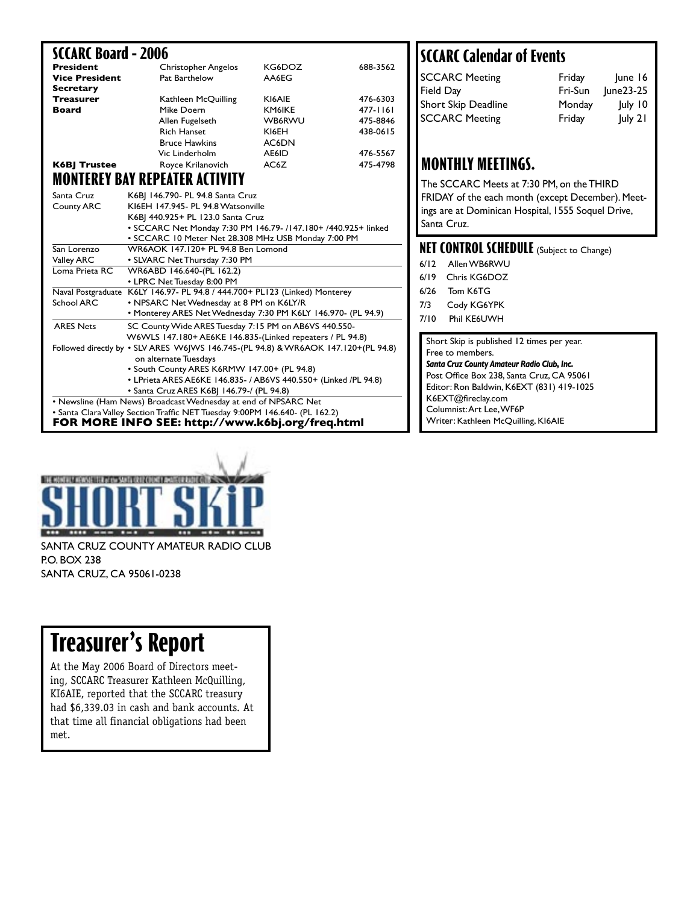## SCCARC Board - 2006

| | | | |
|---|---|---|---|
| **President** | Christopher Angelos | KG6DOZ | 688-3562 |
| **Vice President** | Pat Barthelow | AA6EG | |
| **Secretary** | | | |
| **Treasurer** | Kathleen McQuilling | KI6AIE | 476-6303 |
| **Board** | Mike Doern | KM6IKE | 477-1161 |
| | Allen Fugelseth | WB6RWU | 475-8846 |
| | Rich Hanset | KI6EH | 438-0615 |
| | Bruce Hawkins | AC6DN | |
| | Vic Linderholm | AE6ID | 476-5567 |
| **K6BJ Trustee** | Royce Krilanovich | AC6Z | 475-4798 |

## MONTEREY BAY REPEATER ACTIVITY

| | |
|---|---|
| Santa Cruz County ARC | K6BJ 146.790- PL 94.8 Santa Cruz<br>KI6EH 147.945- PL 94.8 Watsonville<br>K6BJ 440.925+ PL 123.0 Santa Cruz<br>• SCCARC Net Monday 7:30 PM 146.79- /147.180+ /440.925+ linked<br>• SCCARC 10 Meter Net 28.308 MHz USB Monday 7:00 PM |
| San Lorenzo Valley ARC | WR6AOK 147.120+ PL 94.8 Ben Lomond<br>• SLVARC Net Thursday 7:30 PM |
| Loma Prieta RC | WR6ABD 146.640-(PL 162.2)<br>• LPRC Net Tuesday 8:00 PM |
| Naval Postgraduate School ARC | K6LY 146.97- PL 94.8 / 444.700+ PL123 (Linked) Monterey<br>• NPSARC Net Wednesday at 8 PM on K6LY/R<br>• Monterey ARES Net Wednesday 7:30 PM K6LY 146.970- (PL 94.9) |
| ARES Nets | SC County Wide ARES Tuesday 7:15 PM on AB6VS 440.550-<br>W6WLS 147.180+ AE6KE 146.835-(Linked repeaters / PL 94.8) |
| Followed directly by | • SLV ARES W6JWS 146.745-(PL 94.8) & WR6AOK 147.120+(PL 94.8) on alternate Tuesdays<br>• South County ARES K6RMW 147.00+ (PL 94.8)<br>• LPrieta ARES AE6KE 146.835- / AB6VS 440.550+ (Linked /PL 94.8)<br>• Santa Cruz ARES K6BJ 146.79-/ (PL 94.8) |

• Newsline (Ham News) Broadcast Wednesday at end of NPSARC Net
• Santa Clara Valley Section Traffic NET Tuesday 9:00PM 146.640- (PL 162.2)

**FOR MORE INFO SEE: http://www.k6bj.org/freq.html**

## SCCARC Calendar of Events

| | | |
|---|---|---|
| SCCARC Meeting | Friday | June 16 |
| Field Day | Fri-Sun | June23-25 |
| Short Skip Deadline | Monday | July 10 |
| SCCARC Meeting | Friday | July 21 |

## MONTHLY MEETINGS.

The SCCARC Meets at 7:30 PM, on the THIRD FRIDAY of the each month (except December). Meetings are at Dominican Hospital, 1555 Soquel Drive, Santa Cruz.

## NET CONTROL SCHEDULE (Subject to Change)

6/12 Allen WB6RWU
6/19 Chris KG6DOZ
6/26 Tom K6TG
7/3 Cody KG6YPK
7/10 Phil KE6UWH

Short Skip is published 12 times per year.
Free to members.
***Santa Cruz County Amateur Radio Club, Inc.***
Post Office Box 238, Santa Cruz, CA 95061
Editor: Ron Baldwin, K6EXT (831) 419-1025
K6EXT@fireclay.com
Columnist: Art Lee, WF6P
Writer: Kathleen McQuilling, KI6AIE

THE MONTHLY NEWSLETTER of the SANTA CRUZ COUNTY AMATEUR RADIO CLUB

SHORT SKIP

SANTA CRUZ COUNTY AMATEUR RADIO CLUB
P.O. BOX 238
SANTA CRUZ, CA 95061-0238

## Treasurer's Report

At the May 2006 Board of Directors meeting, SCCARC Treasurer Kathleen McQuilling, KI6AIE, reported that the SCCARC treasury had $6,339.03 in cash and bank accounts. At that time all financial obligations had been met.